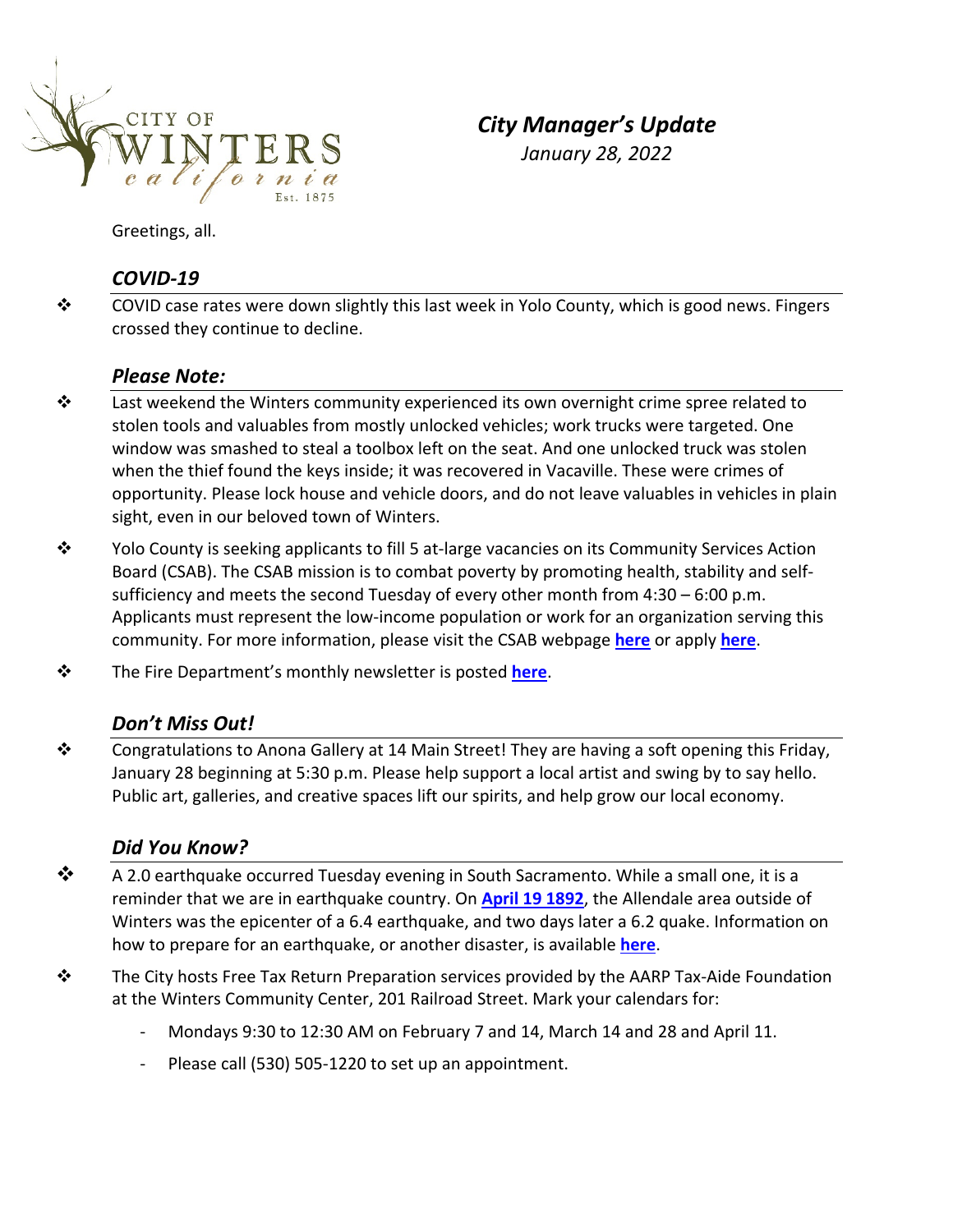CITY OF WINTERS california Est. 1875

# *City Manager's Update*

*January 28, 2022*

Greetings, all.

## *COVID-19*

- COVID case rates were down slightly this last week in Yolo County, which is good news. Fingers crossed they continue to decline.

## *Please Note:*

- Last weekend the Winters community experienced its own overnight crime spree related to stolen tools and valuables from mostly unlocked vehicles; work trucks were targeted. One window was smashed to steal a toolbox left on the seat. And one unlocked truck was stolen when the thief found the keys inside; it was recovered in Vacaville. These were crimes of opportunity. Please lock house and vehicle doors, and do not leave valuables in vehicles in plain sight, even in our beloved town of Winters.
- Yolo County is seeking applicants to fill 5 at-large vacancies on its Community Services Action Board (CSAB). The CSAB mission is to combat poverty by promoting health, stability and self-sufficiency and meets the second Tuesday of every other month from 4:30 – 6:00 p.m. Applicants must represent the low-income population or work for an organization serving this community. For more information, please visit the CSAB webpage **here** or apply **here**.
- The Fire Department's monthly newsletter is posted **here**.

## *Don't Miss Out!*

- Congratulations to Anona Gallery at 14 Main Street! They are having a soft opening this Friday, January 28 beginning at 5:30 p.m. Please help support a local artist and swing by to say hello. Public art, galleries, and creative spaces lift our spirits, and help grow our local economy.

## *Did You Know?*

- A 2.0 earthquake occurred Tuesday evening in South Sacramento. While a small one, it is a reminder that we are in earthquake country. On **April 19 1892**, the Allendale area outside of Winters was the epicenter of a 6.4 earthquake, and two days later a 6.2 quake. Information on how to prepare for an earthquake, or another disaster, is available **here**.
- The City hosts Free Tax Return Preparation services provided by the AARP Tax-Aide Foundation at the Winters Community Center, 201 Railroad Street. Mark your calendars for:
  - Mondays 9:30 to 12:30 AM on February 7 and 14, March 14 and 28 and April 11.
  - Please call (530) 505-1220 to set up an appointment.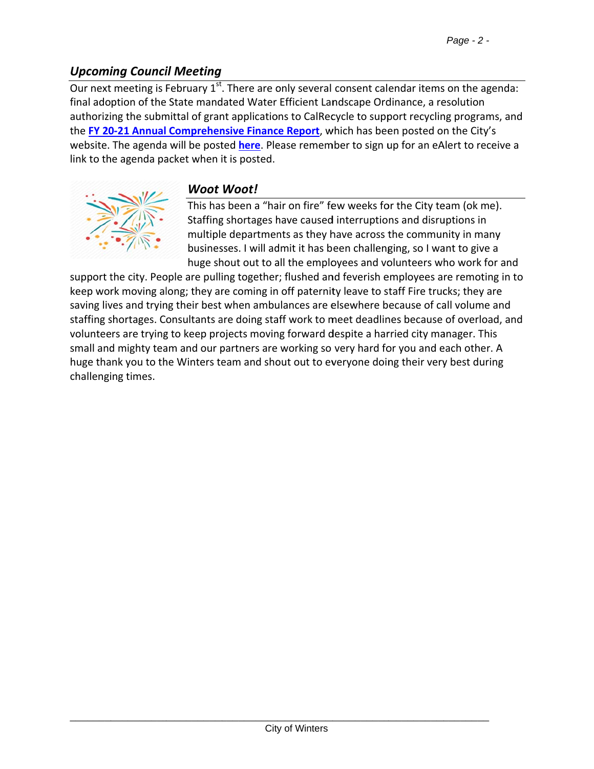## *Upcoming Council Meeting*

Our next meeting is February 1st. There are only several consent calendar items on the agenda: final adoption of the State mandated Water Efficient Landscape Ordinance, a resolution authorizing the submittal of grant applications to CalRecycle to support recycling programs, and the **FY 20-21 Annual Comprehensive Finance Report**, which has been posted on the City's website. The agenda will be posted **here**. Please remember to sign up for an eAlert to receive a link to the agenda packet when it is posted.

## *Woot Woot!*

This has been a "hair on fire" few weeks for the City team (ok me). Staffing shortages have caused interruptions and disruptions in multiple departments as they have across the community in many businesses. I will admit it has been challenging, so I want to give a huge shout out to all the employees and volunteers who work for and support the city. People are pulling together; flushed and feverish employees are remoting in to keep work moving along; they are coming in off paternity leave to staff Fire trucks; they are saving lives and trying their best when ambulances are elsewhere because of call volume and staffing shortages. Consultants are doing staff work to meet deadlines because of overload, and volunteers are trying to keep projects moving forward despite a harried city manager. This small and mighty team and our partners are working so very hard for you and each other. A huge thank you to the Winters team and shout out to everyone doing their very best during challenging times.